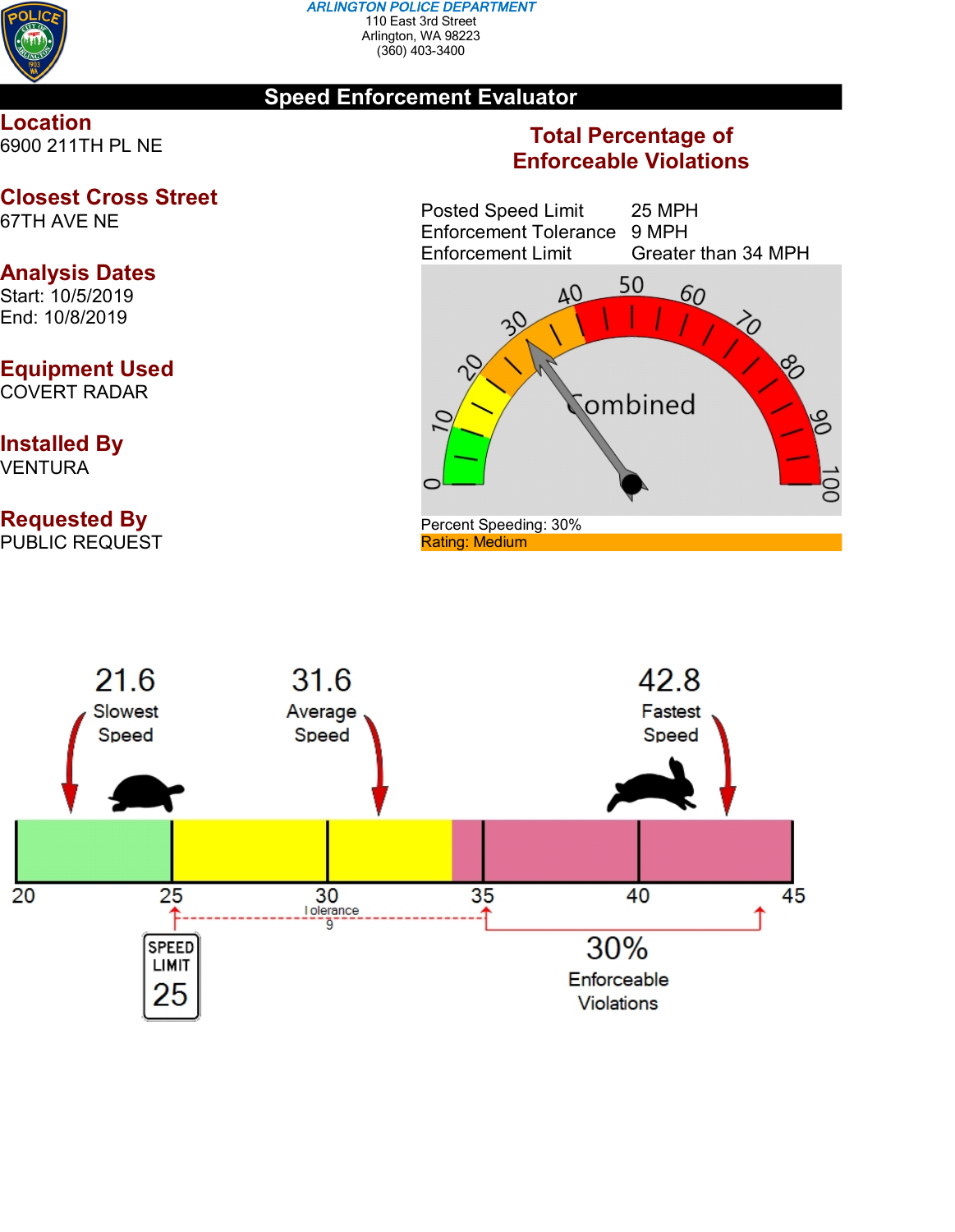**ARLINGTON POLICE DEPARTMENT**
110 East 3rd Street
Arlington, WA 98223
(360) 403-3400

# Speed Enforcement Evaluator

## Location
6900 211TH PL NE

## Closest Cross Street
67TH AVE NE

## Analysis Dates
Start: 10/5/2019
End: 10/8/2019

## Equipment Used
COVERT RADAR

## Installed By
VENTURA

## Requested By
PUBLIC REQUEST

## Total Percentage of Enforceable Violations

| | |
|---|---|
| Posted Speed Limit | 25 MPH |
| Enforcement Tolerance | 9 MPH |
| Enforcement Limit | Greater than 34 MPH |

Combined

Percent Speeding: 30%
Rating: Medium

21.6 Slowest Speed

31.6 Average Speed

42.8 Fastest Speed

20 25 30 35 40 45

Tolerance 9

SPEED LIMIT 25

30% Enforceable Violations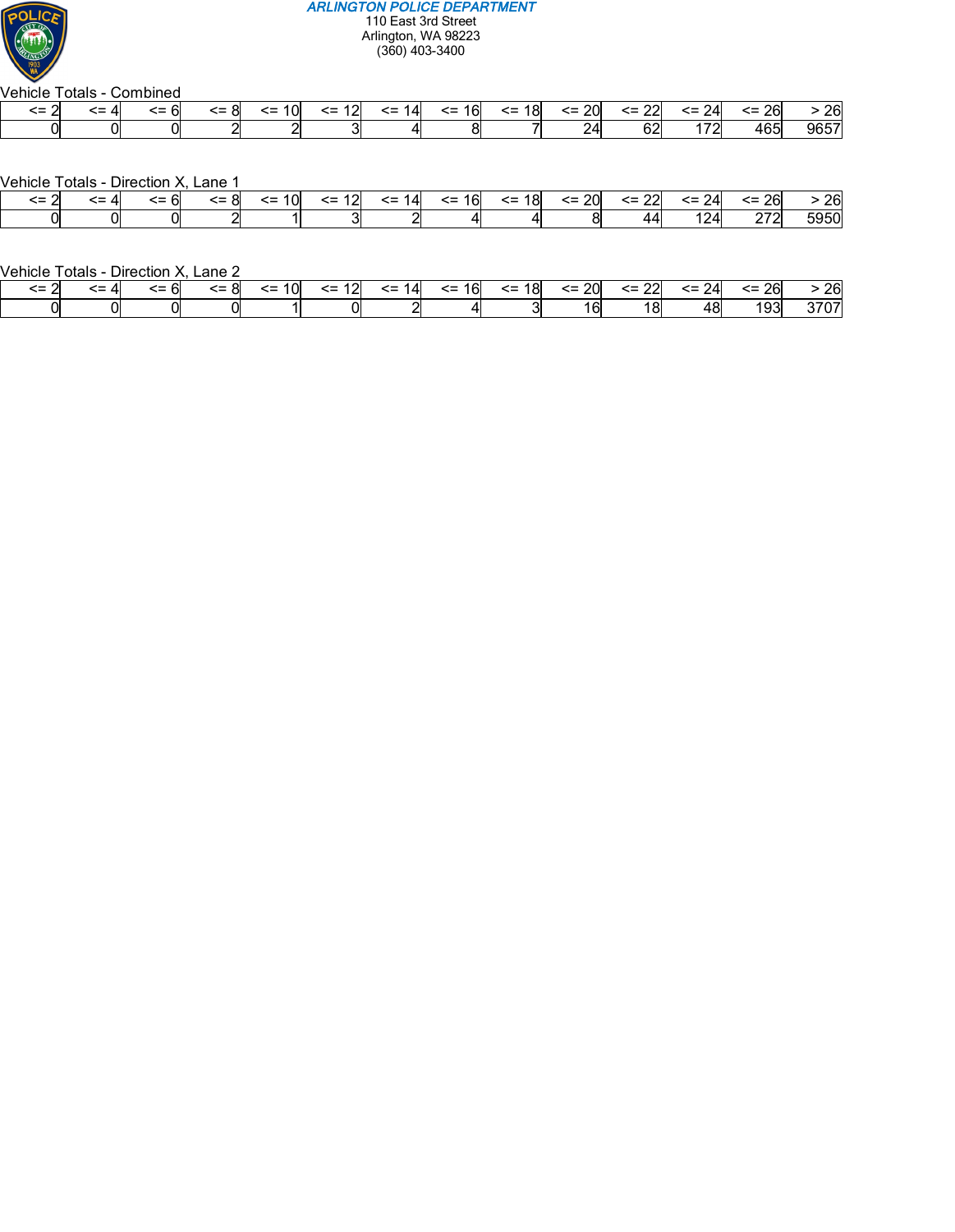ARLINGTON POLICE DEPARTMENT
110 East 3rd Street
Arlington, WA 98223
(360) 403-3400

Vehicle Totals - Combined

| <= 2 | <= 4 | <= 6 | <= 8 | <= 10 | <= 12 | <= 14 | <= 16 | <= 18 | <= 20 | <= 22 | <= 24 | <= 26 | > 26 |
|---|---|---|---|---|---|---|---|---|---|---|---|---|---|
| 0 | 0 | 0 | 2 | 2 | 3 | 4 | 8 | 7 | 24 | 62 | 172 | 465 | 9657 |

Vehicle Totals - Direction X, Lane 1

| <= 2 | <= 4 | <= 6 | <= 8 | <= 10 | <= 12 | <= 14 | <= 16 | <= 18 | <= 20 | <= 22 | <= 24 | <= 26 | > 26 |
|---|---|---|---|---|---|---|---|---|---|---|---|---|---|
| 0 | 0 | 0 | 2 | 1 | 3 | 2 | 4 | 4 | 8 | 44 | 124 | 272 | 5950 |

Vehicle Totals - Direction X, Lane 2

| <= 2 | <= 4 | <= 6 | <= 8 | <= 10 | <= 12 | <= 14 | <= 16 | <= 18 | <= 20 | <= 22 | <= 24 | <= 26 | > 26 |
|---|---|---|---|---|---|---|---|---|---|---|---|---|---|
| 0 | 0 | 0 | 0 | 1 | 0 | 2 | 4 | 3 | 16 | 18 | 48 | 193 | 3707 |